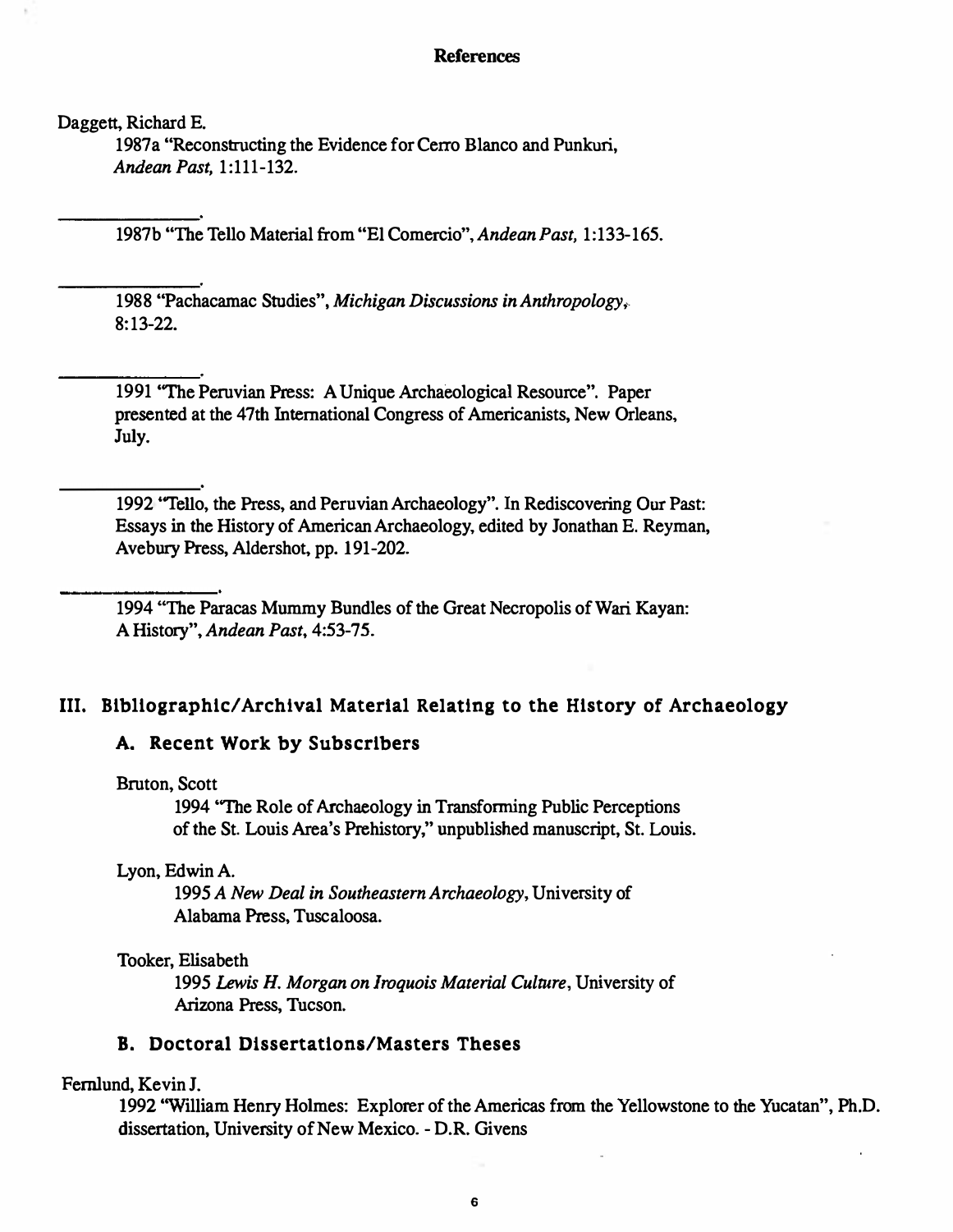## References

Daggett, Richard E.

1987a "Reconstructing the Evidence for Cerro Blanco and Punkuri, *Andean Past,* 1:111-132.

\_\_\_\_\_\_\_\_\_\_\_\_\_\_.

1987b "The Tello Material from "El Comercio", *Andean Past,* 1:133-165.

\_\_\_\_\_\_\_\_\_\_\_\_\_\_.

1988 "Pachacamac Studies", *Michigan Discussions in Anthropology,* 8:13-22.

\_\_\_\_\_\_\_\_\_\_\_\_\_\_.

1991 "The Peruvian Press: A Unique Archaeological Resource". Paper presented at the 47th International Congress of Americanists, New Orleans, July.

\_\_\_\_\_\_\_\_\_\_\_\_\_\_.

1992 "Tello, the Press, and Peruvian Archaeology". In Rediscovering Our Past: Essays in the History of American Archaeology, edited by Jonathan E. Reyman, Avebury Press, Aldershot, pp. 191-202.

\_\_\_\_\_\_\_\_\_\_\_\_\_\_.

1994 "The Paracas Mummy Bundles of the Great Necropolis of Wari Kayan: A History", *Andean Past,* 4:53-75.

## III. Bibliographic/Archival Material Relating to the History of Archaeology

### A. Recent Work by Subscribers

Bruton, Scott

1994 "The Role of Archaeology in Transforming Public Perceptions of the St. Louis Area's Prehistory," unpublished manuscript, St. Louis.

Lyon, Edwin A.

1995 *A New Deal in Southeastern Archaeology*, University of Alabama Press, Tuscaloosa.

Tooker, Elisabeth

1995 *Lewis H. Morgan on Iroquois Material Culture*, University of Arizona Press, Tucson.

### B. Doctoral Dissertations/Masters Theses

Fernlund, Kevin J.

1992 "William Henry Holmes: Explorer of the Americas from the Yellowstone to the Yucatan", Ph.D. dissertation, University of New Mexico. - D.R. Givens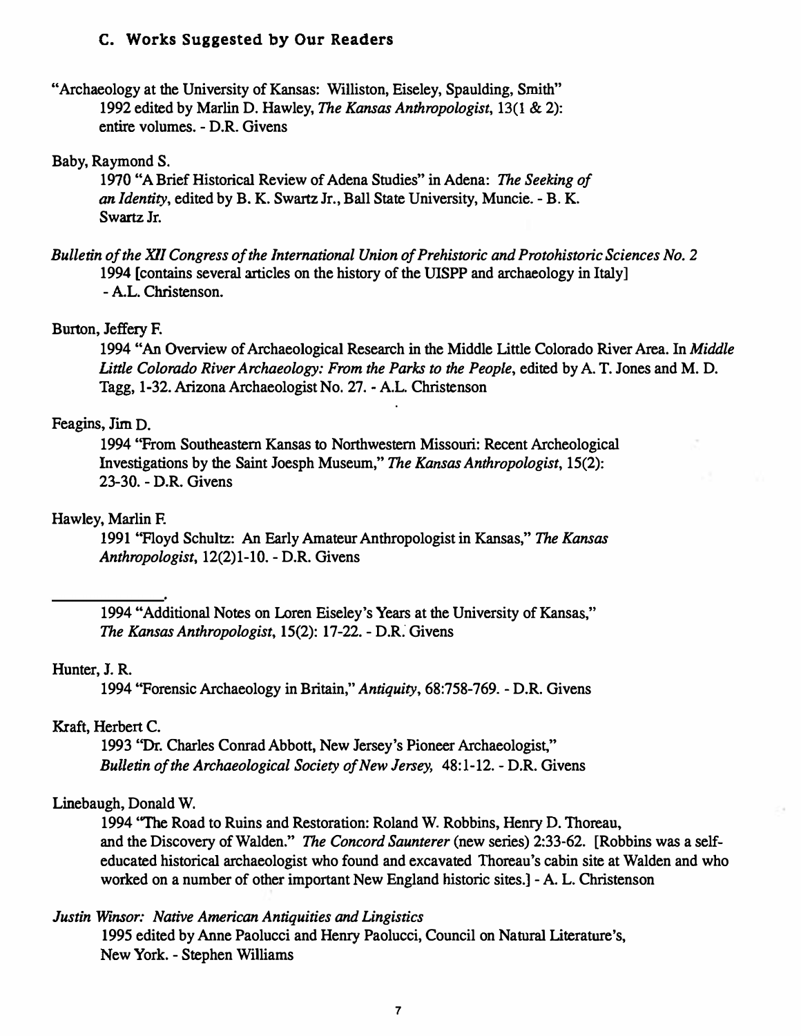### C. Works Suggested by Our Readers

"Archaeology at the University of Kansas: Williston, Eiseley, Spaulding, Smith"
1992 edited by Marlin D. Hawley, *The Kansas Anthropologist*, 13(1 & 2): entire volumes. - D.R. Givens

Baby, Raymond S.
1970 "A Brief Historical Review of Adena Studies" in Adena: *The Seeking of an Identity*, edited by B. K. Swartz Jr., Ball State University, Muncie. - B. K. Swartz Jr.

*Bulletin of the XII Congress of the International Union of Prehistoric and Protohistoric Sciences No. 2*
1994 [contains several articles on the history of the UISPP and archaeology in Italy] - A.L. Christenson.

Burton, Jeffery F.
1994 "An Overview of Archaeological Research in the Middle Little Colorado River Area. In *Middle Little Colorado River Archaeology: From the Parks to the People*, edited by A. T. Jones and M. D. Tagg, 1-32. Arizona Archaeologist No. 27. - A.L. Christenson

Feagins, Jim D.
1994 "From Southeastern Kansas to Northwestern Missouri: Recent Archeological Investigations by the Saint Joesph Museum," *The Kansas Anthropologist*, 15(2): 23-30. - D.R. Givens

Hawley, Marlin F.
1991 "Floyd Schultz: An Early Amateur Anthropologist in Kansas," *The Kansas Anthropologist*, 12(2)1-10. - D.R. Givens

______.
1994 "Additional Notes on Loren Eiseley's Years at the University of Kansas," *The Kansas Anthropologist*, 15(2): 17-22. - D.R. Givens

Hunter, J. R.
1994 "Forensic Archaeology in Britain," *Antiquity*, 68:758-769. - D.R. Givens

Kraft, Herbert C.
1993 "Dr. Charles Conrad Abbott, New Jersey's Pioneer Archaeologist," *Bulletin of the Archaeological Society of New Jersey,* 48:1-12. - D.R. Givens

Linebaugh, Donald W.
1994 "The Road to Ruins and Restoration: Roland W. Robbins, Henry D. Thoreau, and the Discovery of Walden." *The Concord Saunterer* (new series) 2:33-62. [Robbins was a self-educated historical archaeologist who found and excavated Thoreau's cabin site at Walden and who worked on a number of other important New England historic sites.] - A. L. Christenson

*Justin Winsor: Native American Antiquities and Lingistics*
1995 edited by Anne Paolucci and Henry Paolucci, Council on Natural Literature's, New York. - Stephen Williams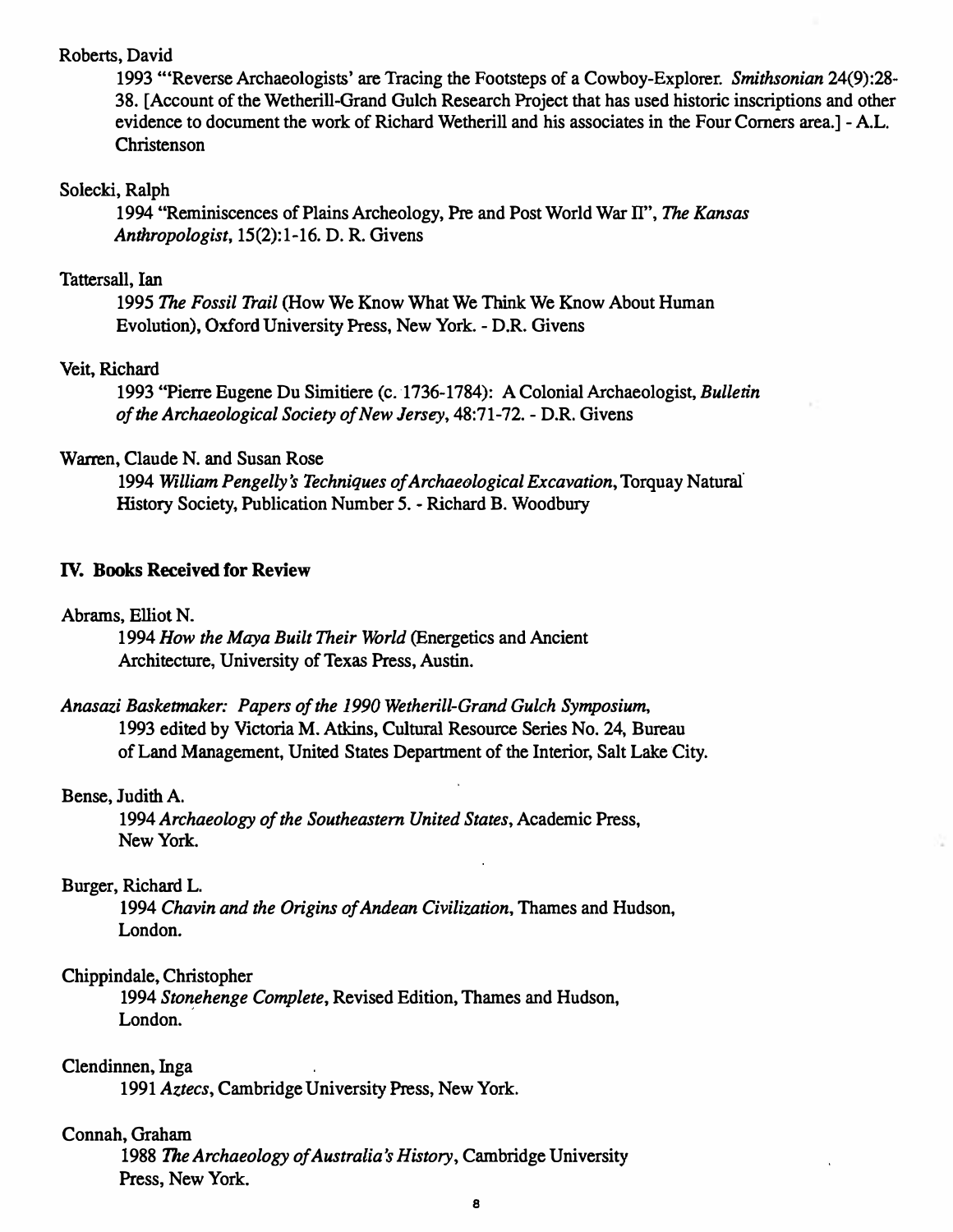Roberts, David

1993 "'Reverse Archaeologists' are Tracing the Footsteps of a Cowboy-Explorer. *Smithsonian* 24(9):28-38. [Account of the Wetherill-Grand Gulch Research Project that has used historic inscriptions and other evidence to document the work of Richard Wetherill and his associates in the Four Corners area.] - A.L. Christenson

Solecki, Ralph

1994 "Reminiscences of Plains Archeology, Pre and Post World War II", *The Kansas Anthropologist*, 15(2):1-16. D. R. Givens

Tattersall, Ian

1995 *The Fossil Trail* (How We Know What We Think We Know About Human Evolution), Oxford University Press, New York. - D.R. Givens

Veit, Richard

1993 "Pierre Eugene Du Simitiere (c. 1736-1784): A Colonial Archaeologist, *Bulletin of the Archaeological Society of New Jersey*, 48:71-72. - D.R. Givens

Warren, Claude N. and Susan Rose

1994 *William Pengelly's Techniques of Archaeological Excavation*, Torquay Natural History Society, Publication Number 5. - Richard B. Woodbury

## IV. Books Received for Review

Abrams, Elliot N.

1994 *How the Maya Built Their World* (Energetics and Ancient Architecture, University of Texas Press, Austin.

*Anasazi Basketmaker: Papers of the 1990 Wetherill-Grand Gulch Symposium*,

1993 edited by Victoria M. Atkins, Cultural Resource Series No. 24, Bureau of Land Management, United States Department of the Interior, Salt Lake City.

Bense, Judith A.

1994 *Archaeology of the Southeastern United States*, Academic Press, New York.

Burger, Richard L.

1994 *Chavin and the Origins of Andean Civilization*, Thames and Hudson, London.

Chippindale, Christopher

1994 *Stonehenge Complete*, Revised Edition, Thames and Hudson, London.

Clendinnen, Inga

1991 *Aztecs*, Cambridge University Press, New York.

Connah, Graham

1988 *The Archaeology of Australia's History*, Cambridge University Press, New York.